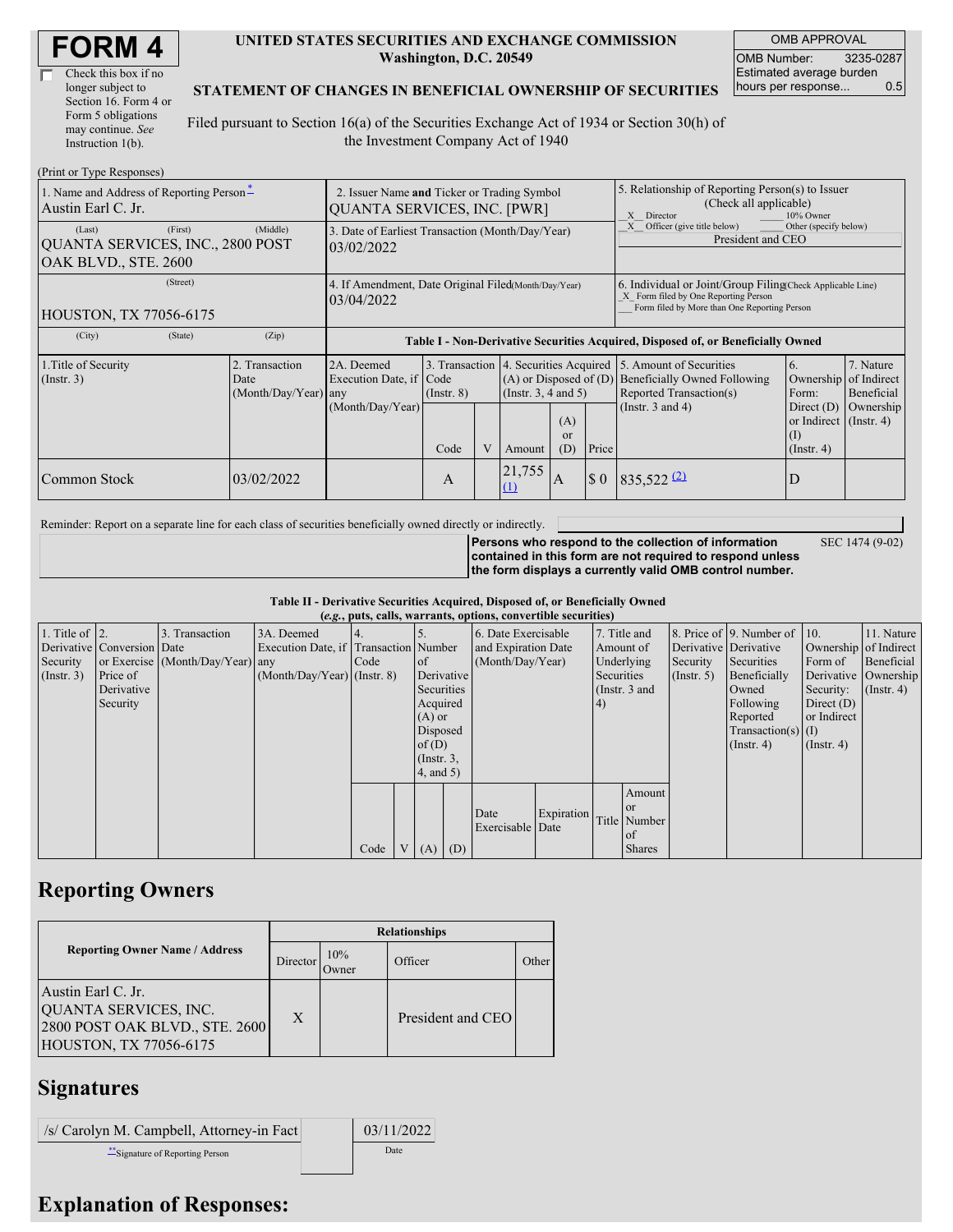# FORM 4

☐ Check this box if no longer subject to Section 16. Form 4 or Form 5 obligations may continue. *See* Instruction 1(b).

**UNITED STATES SECURITIES AND EXCHANGE COMMISSION**
**Washington, D.C. 20549**

**STATEMENT OF CHANGES IN BENEFICIAL OWNERSHIP OF SECURITIES**

Filed pursuant to Section 16(a) of the Securities Exchange Act of 1934 or Section 30(h) of the Investment Company Act of 1940

| OMB APPROVAL | |
|---|---|
| OMB Number: | 3235-0287 |
| Estimated average burden hours per response... | 0.5 |

(Print or Type Responses)

| | | |
|---|---|---|
| 1. Name and Address of Reporting Person* Austin Earl C. Jr. | 2. Issuer Name **and** Ticker or Trading Symbol QUANTA SERVICES, INC. [PWR] | 5. Relationship of Reporting Person(s) to Issuer (Check all applicable) _X_ Director ___ 10% Owner _X_ Officer (give title below) ___ Other (specify below) President and CEO |
| (Last) (First) (Middle) QUANTA SERVICES, INC., 2800 POST OAK BLVD., STE. 2600 | 3. Date of Earliest Transaction (Month/Day/Year) 03/02/2022 | |
| (Street) HOUSTON, TX 77056-6175 | 4. If Amendment, Date Original Filed (Month/Day/Year) 03/04/2022 | 6. Individual or Joint/Group Filing (Check Applicable Line) _X_ Form filed by One Reporting Person ___ Form filed by More than One Reporting Person |
| (City) (State) (Zip) | | |

**Table I - Non-Derivative Securities Acquired, Disposed of, or Beneficially Owned**

| 1.Title of Security (Instr. 3) | 2. Transaction Date (Month/Day/Year) | 2A. Deemed Execution Date, if any (Month/Day/Year) | 3. Transaction Code (Instr. 8) | | 4. Securities Acquired (A) or Disposed of (D) (Instr. 3, 4 and 5) | | | 5. Amount of Securities Beneficially Owned Following Reported Transaction(s) (Instr. 3 and 4) | 6. Ownership Form: Direct (D) or Indirect (I) (Instr. 4) | 7. Nature of Indirect Beneficial Ownership (Instr. 4) |
|---|---|---|---|---|---|---|---|---|---|---|
| | | | Code | V | Amount | (A) or (D) | Price | | | |
| Common Stock | 03/02/2022 | | A | | 21,755 (1) | A | $ 0 | 835,522 (2) | D | |

Reminder: Report on a separate line for each class of securities beneficially owned directly or indirectly.

**Persons who respond to the collection of information contained in this form are not required to respond unless the form displays a currently valid OMB control number.** SEC 1474 (9-02)

**Table II - Derivative Securities Acquired, Disposed of, or Beneficially Owned**
**(*e.g.*, puts, calls, warrants, options, convertible securities)**

| 1. Title of Derivative Security (Instr. 3) | 2. Conversion or Exercise Price of Derivative Security | 3. Transaction Date (Month/Day/Year) | 3A. Deemed Execution Date, if any (Month/Day/Year) | 4. Transaction Code (Instr. 8) | | 5. Number of Derivative Securities Acquired (A) or Disposed of (D) (Instr. 3, 4, and 5) | | 6. Date Exercisable and Expiration Date (Month/Day/Year) | | 7. Title and Amount of Underlying Securities (Instr. 3 and 4) | | 8. Price of Derivative Security (Instr. 5) | 9. Number of Derivative Securities Beneficially Owned Following Reported Transaction(s) (Instr. 4) | 10. Ownership Form of Derivative Security: Direct (D) or Indirect (I) (Instr. 4) | 11. Nature of Indirect Beneficial Ownership (Instr. 4) |
|---|---|---|---|---|---|---|---|---|---|---|---|---|---|---|---|
| | | | | Code | V | (A) | (D) | Date Exercisable | Expiration Date | Title | Amount or Number of Shares | | | | |

## Reporting Owners

| Reporting Owner Name / Address | Relationships | | | |
|---|---|---|---|---|
| | Director | 10% Owner | Officer | Other |
| Austin Earl C. Jr. QUANTA SERVICES, INC. 2800 POST OAK BLVD., STE. 2600 HOUSTON, TX 77056-6175 | X | | President and CEO | |

## Signatures

| | |
|---|---|
| /s/ Carolyn M. Campbell, Attorney-in Fact | 03/11/2022 |
| **Signature of Reporting Person | Date |

## Explanation of Responses: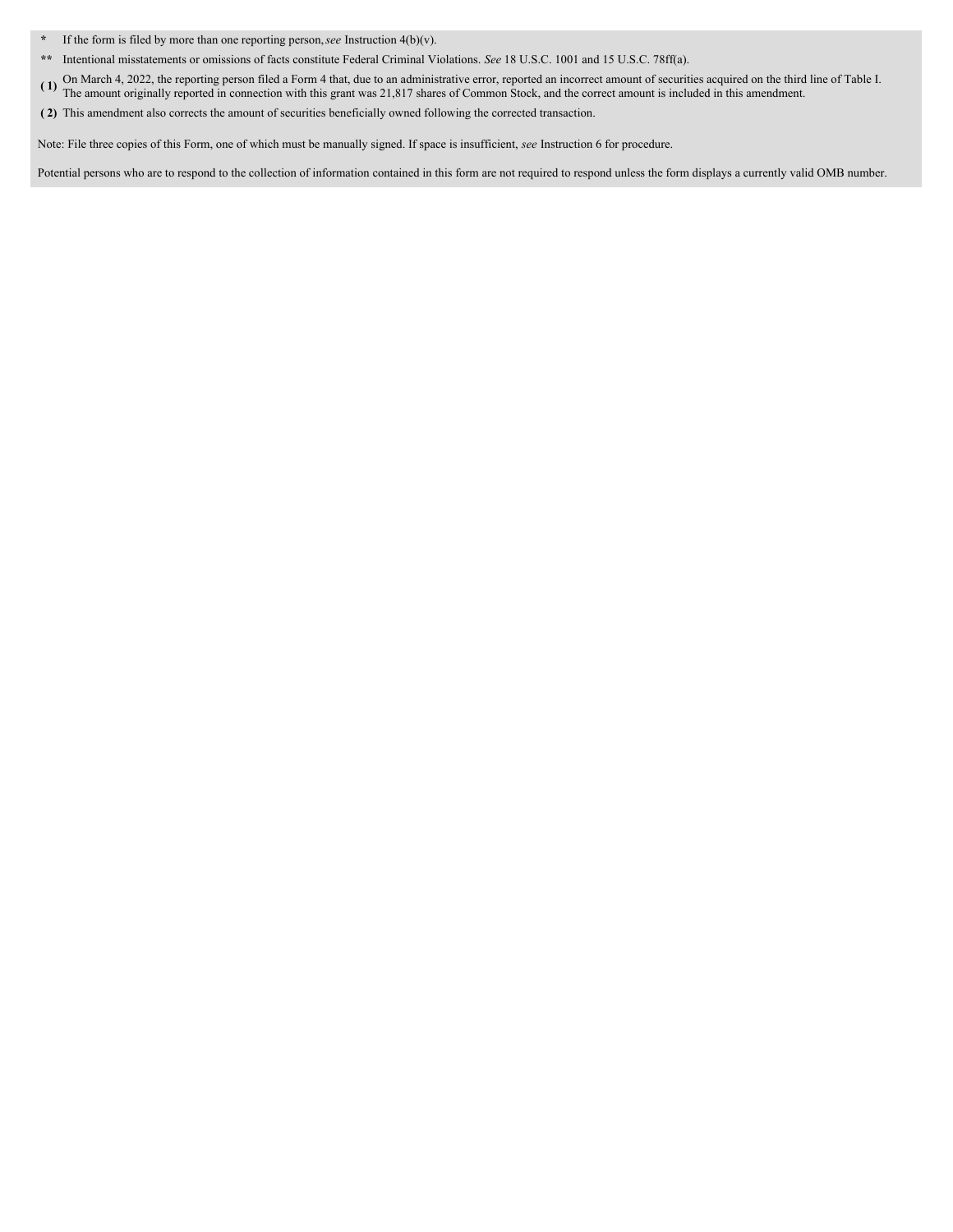\* If the form is filed by more than one reporting person, *see* Instruction 4(b)(v).

\*\* Intentional misstatements or omissions of facts constitute Federal Criminal Violations. *See* 18 U.S.C. 1001 and 15 U.S.C. 78ff(a).

**( 1)** On March 4, 2022, the reporting person filed a Form 4 that, due to an administrative error, reported an incorrect amount of securities acquired on the third line of Table I. The amount originally reported in connection with this grant was 21,817 shares of Common Stock, and the correct amount is included in this amendment.

**( 2)** This amendment also corrects the amount of securities beneficially owned following the corrected transaction.

Note: File three copies of this Form, one of which must be manually signed. If space is insufficient, *see* Instruction 6 for procedure.

Potential persons who are to respond to the collection of information contained in this form are not required to respond unless the form displays a currently valid OMB number.